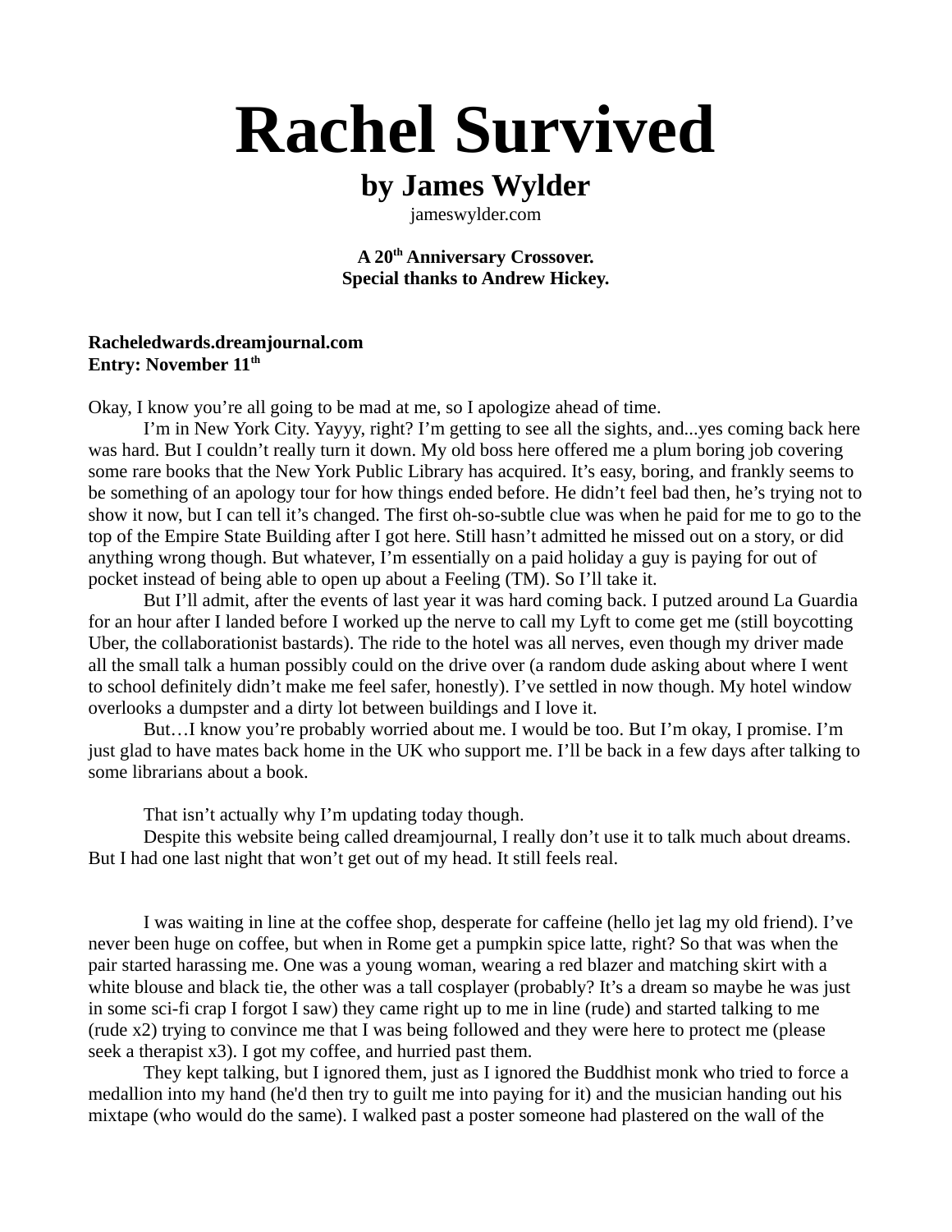# Rachel Survived

## by James Wylder

jameswylder.com

**A 20th Anniversary Crossover.**
**Special thanks to Andrew Hickey.**

**Racheledwards.dreamjournal.com**
**Entry: November 11th**

Okay, I know you're all going to be mad at me, so I apologize ahead of time.

I'm in New York City. Yayyy, right? I'm getting to see all the sights, and...yes coming back here was hard. But I couldn't really turn it down. My old boss here offered me a plum boring job covering some rare books that the New York Public Library has acquired. It's easy, boring, and frankly seems to be something of an apology tour for how things ended before. He didn't feel bad then, he's trying not to show it now, but I can tell it's changed. The first oh-so-subtle clue was when he paid for me to go to the top of the Empire State Building after I got here. Still hasn't admitted he missed out on a story, or did anything wrong though. But whatever, I'm essentially on a paid holiday a guy is paying for out of pocket instead of being able to open up about a Feeling (TM). So I'll take it.

But I'll admit, after the events of last year it was hard coming back. I putzed around La Guardia for an hour after I landed before I worked up the nerve to call my Lyft to come get me (still boycotting Uber, the collaborationist bastards). The ride to the hotel was all nerves, even though my driver made all the small talk a human possibly could on the drive over (a random dude asking about where I went to school definitely didn't make me feel safer, honestly). I've settled in now though. My hotel window overlooks a dumpster and a dirty lot between buildings and I love it.

But…I know you're probably worried about me. I would be too. But I'm okay, I promise. I'm just glad to have mates back home in the UK who support me. I'll be back in a few days after talking to some librarians about a book.

That isn't actually why I'm updating today though.

Despite this website being called dreamjournal, I really don't use it to talk much about dreams. But I had one last night that won't get out of my head. It still feels real.

I was waiting in line at the coffee shop, desperate for caffeine (hello jet lag my old friend). I've never been huge on coffee, but when in Rome get a pumpkin spice latte, right? So that was when the pair started harassing me. One was a young woman, wearing a red blazer and matching skirt with a white blouse and black tie, the other was a tall cosplayer (probably? It's a dream so maybe he was just in some sci-fi crap I forgot I saw) they came right up to me in line (rude) and started talking to me (rude x2) trying to convince me that I was being followed and they were here to protect me (please seek a therapist x3). I got my coffee, and hurried past them.

They kept talking, but I ignored them, just as I ignored the Buddhist monk who tried to force a medallion into my hand (he'd then try to guilt me into paying for it) and the musician handing out his mixtape (who would do the same). I walked past a poster someone had plastered on the wall of the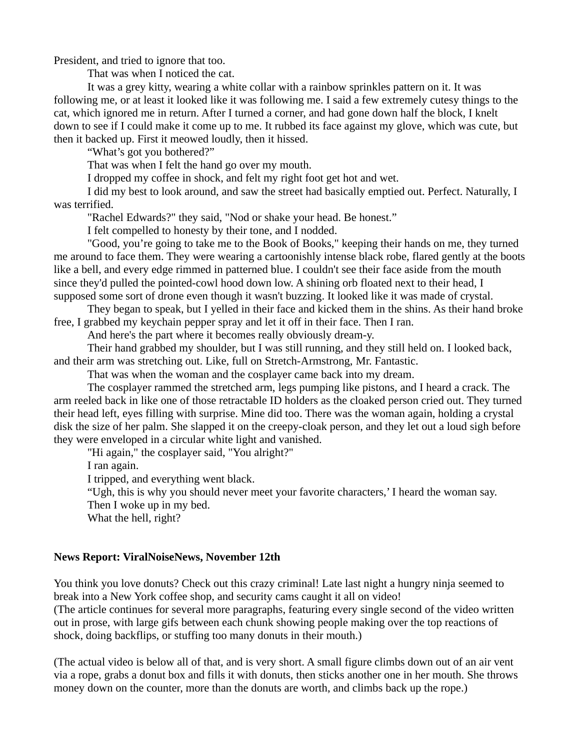President, and tried to ignore that too.

That was when I noticed the cat.

It was a grey kitty, wearing a white collar with a rainbow sprinkles pattern on it. It was following me, or at least it looked like it was following me. I said a few extremely cutesy things to the cat, which ignored me in return. After I turned a corner, and had gone down half the block, I knelt down to see if I could make it come up to me. It rubbed its face against my glove, which was cute, but then it backed up. First it meowed loudly, then it hissed.

"What's got you bothered?"

That was when I felt the hand go over my mouth.

I dropped my coffee in shock, and felt my right foot get hot and wet.

I did my best to look around, and saw the street had basically emptied out. Perfect. Naturally, I was terrified.

"Rachel Edwards?" they said, "Nod or shake your head. Be honest."

I felt compelled to honesty by their tone, and I nodded.

"Good, you're going to take me to the Book of Books," keeping their hands on me, they turned me around to face them. They were wearing a cartoonishly intense black robe, flared gently at the boots like a bell, and every edge rimmed in patterned blue. I couldn't see their face aside from the mouth since they'd pulled the pointed-cowl hood down low. A shining orb floated next to their head, I supposed some sort of drone even though it wasn't buzzing. It looked like it was made of crystal.

They began to speak, but I yelled in their face and kicked them in the shins. As their hand broke free, I grabbed my keychain pepper spray and let it off in their face. Then I ran.

And here's the part where it becomes really obviously dream-y.

Their hand grabbed my shoulder, but I was still running, and they still held on. I looked back, and their arm was stretching out. Like, full on Stretch-Armstrong, Mr. Fantastic.

That was when the woman and the cosplayer came back into my dream.

The cosplayer rammed the stretched arm, legs pumping like pistons, and I heard a crack. The arm reeled back in like one of those retractable ID holders as the cloaked person cried out. They turned their head left, eyes filling with surprise. Mine did too. There was the woman again, holding a crystal disk the size of her palm. She slapped it on the creepy-cloak person, and they let out a loud sigh before they were enveloped in a circular white light and vanished.

"Hi again," the cosplayer said, "You alright?"

I ran again.

I tripped, and everything went black.

"Ugh, this is why you should never meet your favorite characters,' I heard the woman say.

Then I woke up in my bed.

What the hell, right?

**News Report: ViralNoiseNews, November 12th**

You think you love donuts? Check out this crazy criminal! Late last night a hungry ninja seemed to break into a New York coffee shop, and security cams caught it all on video!
(The article continues for several more paragraphs, featuring every single second of the video written out in prose, with large gifs between each chunk showing people making over the top reactions of shock, doing backflips, or stuffing too many donuts in their mouth.)

(The actual video is below all of that, and is very short. A small figure climbs down out of an air vent via a rope, grabs a donut box and fills it with donuts, then sticks another one in her mouth. She throws money down on the counter, more than the donuts are worth, and climbs back up the rope.)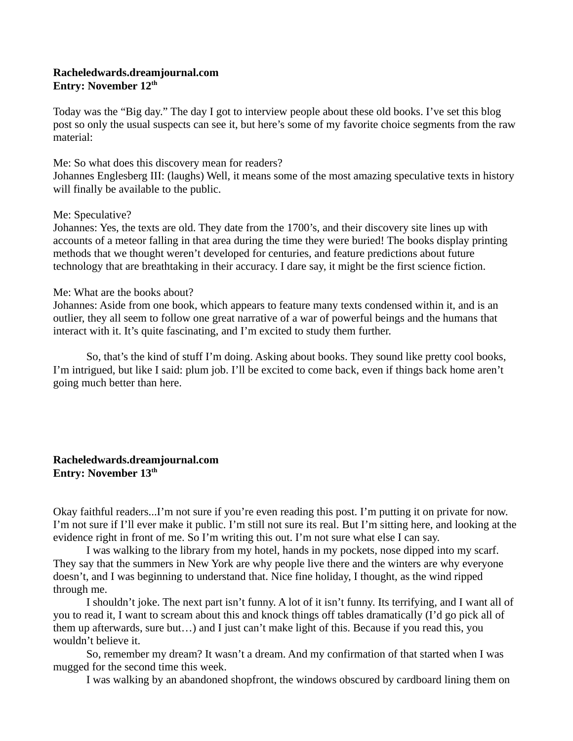**Racheledwards.dreamjournal.com**
**Entry: November 12th**

Today was the "Big day." The day I got to interview people about these old books. I've set this blog post so only the usual suspects can see it, but here's some of my favorite choice segments from the raw material:

Me: So what does this discovery mean for readers?
Johannes Englesberg III: (laughs) Well, it means some of the most amazing speculative texts in history will finally be available to the public.

Me: Speculative?
Johannes: Yes, the texts are old. They date from the 1700's, and their discovery site lines up with accounts of a meteor falling in that area during the time they were buried! The books display printing methods that we thought weren't developed for centuries, and feature predictions about future technology that are breathtaking in their accuracy. I dare say, it might be the first science fiction.

Me: What are the books about?
Johannes: Aside from one book, which appears to feature many texts condensed within it, and is an outlier, they all seem to follow one great narrative of a war of powerful beings and the humans that interact with it. It's quite fascinating, and I'm excited to study them further.

So, that's the kind of stuff I'm doing. Asking about books. They sound like pretty cool books, I'm intrigued, but like I said: plum job. I'll be excited to come back, even if things back home aren't going much better than here.

**Racheledwards.dreamjournal.com**
**Entry: November 13th**

Okay faithful readers...I'm not sure if you're even reading this post. I'm putting it on private for now. I'm not sure if I'll ever make it public. I'm still not sure its real. But I'm sitting here, and looking at the evidence right in front of me. So I'm writing this out. I'm not sure what else I can say.

I was walking to the library from my hotel, hands in my pockets, nose dipped into my scarf. They say that the summers in New York are why people live there and the winters are why everyone doesn't, and I was beginning to understand that. Nice fine holiday, I thought, as the wind ripped through me.

I shouldn't joke. The next part isn't funny. A lot of it isn't funny. Its terrifying, and I want all of you to read it, I want to scream about this and knock things off tables dramatically (I'd go pick all of them up afterwards, sure but…) and I just can't make light of this. Because if you read this, you wouldn't believe it.

So, remember my dream? It wasn't a dream. And my confirmation of that started when I was mugged for the second time this week.

I was walking by an abandoned shopfront, the windows obscured by cardboard lining them on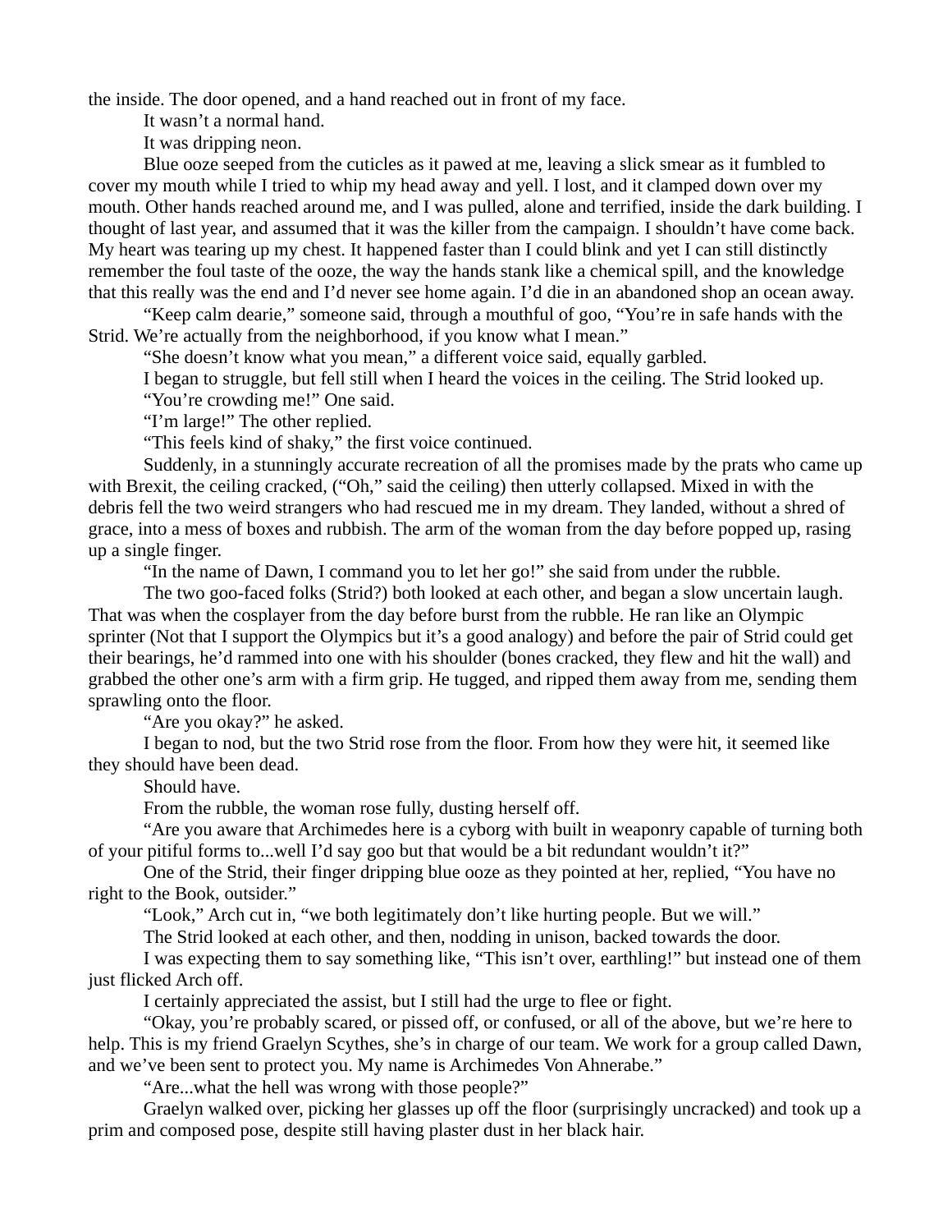the inside. The door opened, and a hand reached out in front of my face.

It wasn't a normal hand.

It was dripping neon.

Blue ooze seeped from the cuticles as it pawed at me, leaving a slick smear as it fumbled to cover my mouth while I tried to whip my head away and yell. I lost, and it clamped down over my mouth. Other hands reached around me, and I was pulled, alone and terrified, inside the dark building. I thought of last year, and assumed that it was the killer from the campaign. I shouldn't have come back. My heart was tearing up my chest. It happened faster than I could blink and yet I can still distinctly remember the foul taste of the ooze, the way the hands stank like a chemical spill, and the knowledge that this really was the end and I'd never see home again. I'd die in an abandoned shop an ocean away.

"Keep calm dearie," someone said, through a mouthful of goo, "You're in safe hands with the Strid. We're actually from the neighborhood, if you know what I mean."

"She doesn't know what you mean," a different voice said, equally garbled.

I began to struggle, but fell still when I heard the voices in the ceiling. The Strid looked up.

"You're crowding me!" One said.

"I'm large!" The other replied.

"This feels kind of shaky," the first voice continued.

Suddenly, in a stunningly accurate recreation of all the promises made by the prats who came up with Brexit, the ceiling cracked, ("Oh," said the ceiling) then utterly collapsed. Mixed in with the debris fell the two weird strangers who had rescued me in my dream. They landed, without a shred of grace, into a mess of boxes and rubbish. The arm of the woman from the day before popped up, rasing up a single finger.

"In the name of Dawn, I command you to let her go!" she said from under the rubble.

The two goo-faced folks (Strid?) both looked at each other, and began a slow uncertain laugh. That was when the cosplayer from the day before burst from the rubble. He ran like an Olympic sprinter (Not that I support the Olympics but it's a good analogy) and before the pair of Strid could get their bearings, he'd rammed into one with his shoulder (bones cracked, they flew and hit the wall) and grabbed the other one's arm with a firm grip. He tugged, and ripped them away from me, sending them sprawling onto the floor.

"Are you okay?" he asked.

I began to nod, but the two Strid rose from the floor. From how they were hit, it seemed like they should have been dead.

Should have.

From the rubble, the woman rose fully, dusting herself off.

"Are you aware that Archimedes here is a cyborg with built in weaponry capable of turning both of your pitiful forms to...well I'd say goo but that would be a bit redundant wouldn't it?"

One of the Strid, their finger dripping blue ooze as they pointed at her, replied, "You have no right to the Book, outsider."

"Look," Arch cut in, "we both legitimately don't like hurting people. But we will."

The Strid looked at each other, and then, nodding in unison, backed towards the door.

I was expecting them to say something like, "This isn't over, earthling!" but instead one of them just flicked Arch off.

I certainly appreciated the assist, but I still had the urge to flee or fight.

"Okay, you're probably scared, or pissed off, or confused, or all of the above, but we're here to help. This is my friend Graelyn Scythes, she's in charge of our team. We work for a group called Dawn, and we've been sent to protect you. My name is Archimedes Von Ahnerabe."

"Are...what the hell was wrong with those people?"

Graelyn walked over, picking her glasses up off the floor (surprisingly uncracked) and took up a prim and composed pose, despite still having plaster dust in her black hair.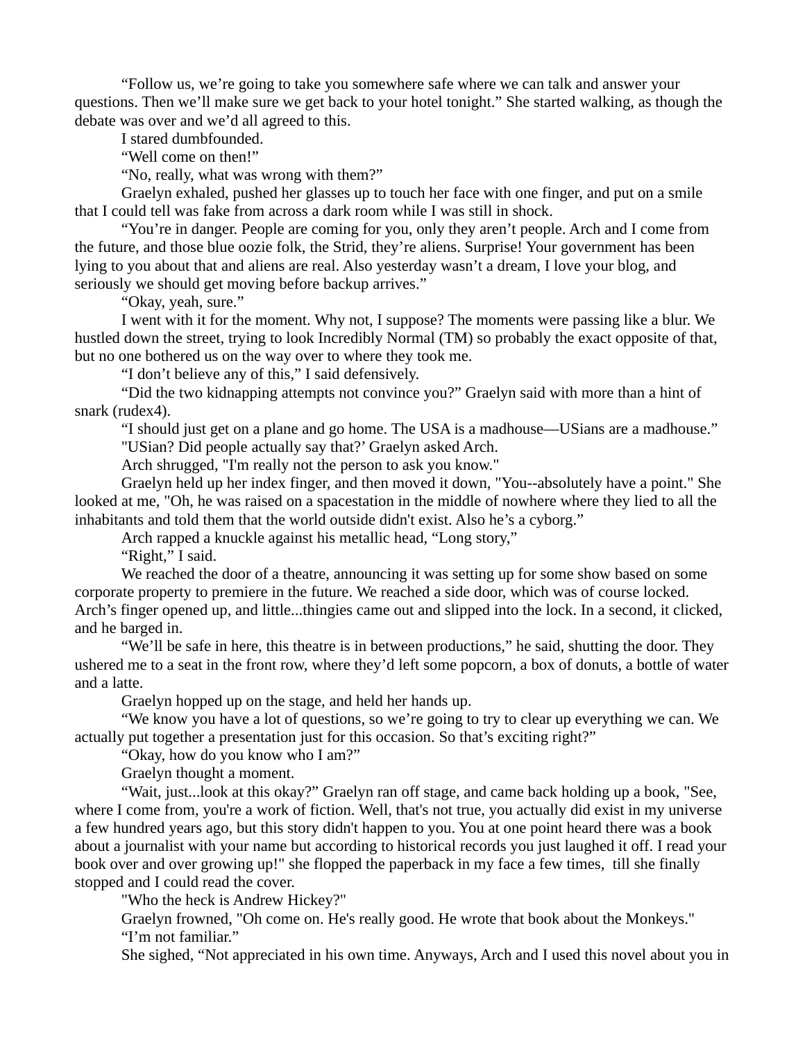"Follow us, we're going to take you somewhere safe where we can talk and answer your questions. Then we'll make sure we get back to your hotel tonight." She started walking, as though the debate was over and we'd all agreed to this.

I stared dumbfounded.

"Well come on then!"

"No, really, what was wrong with them?"

Graelyn exhaled, pushed her glasses up to touch her face with one finger, and put on a smile that I could tell was fake from across a dark room while I was still in shock.

"You're in danger. People are coming for you, only they aren't people. Arch and I come from the future, and those blue oozie folk, the Strid, they're aliens. Surprise! Your government has been lying to you about that and aliens are real. Also yesterday wasn't a dream, I love your blog, and seriously we should get moving before backup arrives."

"Okay, yeah, sure."

I went with it for the moment. Why not, I suppose? The moments were passing like a blur. We hustled down the street, trying to look Incredibly Normal (TM) so probably the exact opposite of that, but no one bothered us on the way over to where they took me.

"I don't believe any of this," I said defensively.

"Did the two kidnapping attempts not convince you?" Graelyn said with more than a hint of snark (rudex4).

"I should just get on a plane and go home. The USA is a madhouse—USians are a madhouse."

"USian? Did people actually say that?' Graelyn asked Arch.

Arch shrugged, "I'm really not the person to ask you know."

Graelyn held up her index finger, and then moved it down, "You--absolutely have a point." She looked at me, "Oh, he was raised on a spacestation in the middle of nowhere where they lied to all the inhabitants and told them that the world outside didn't exist. Also he's a cyborg."

Arch rapped a knuckle against his metallic head, "Long story,"

"Right," I said.

We reached the door of a theatre, announcing it was setting up for some show based on some corporate property to premiere in the future. We reached a side door, which was of course locked. Arch's finger opened up, and little...thingies came out and slipped into the lock. In a second, it clicked, and he barged in.

"We'll be safe in here, this theatre is in between productions," he said, shutting the door. They ushered me to a seat in the front row, where they'd left some popcorn, a box of donuts, a bottle of water and a latte.

Graelyn hopped up on the stage, and held her hands up.

"We know you have a lot of questions, so we're going to try to clear up everything we can. We actually put together a presentation just for this occasion. So that's exciting right?"

"Okay, how do you know who I am?"

Graelyn thought a moment.

"Wait, just...look at this okay?" Graelyn ran off stage, and came back holding up a book, "See, where I come from, you're a work of fiction. Well, that's not true, you actually did exist in my universe a few hundred years ago, but this story didn't happen to you. You at one point heard there was a book about a journalist with your name but according to historical records you just laughed it off. I read your book over and over growing up!" she flopped the paperback in my face a few times, till she finally stopped and I could read the cover.

"Who the heck is Andrew Hickey?"

Graelyn frowned, "Oh come on. He's really good. He wrote that book about the Monkeys."

"I'm not familiar."

She sighed, "Not appreciated in his own time. Anyways, Arch and I used this novel about you in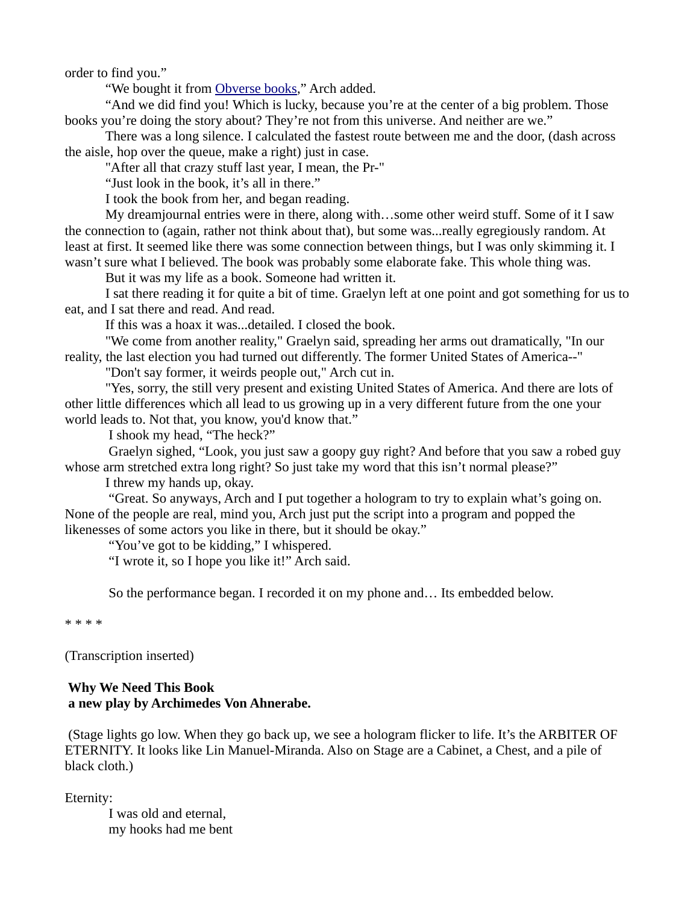order to find you."

"We bought it from Obverse books," Arch added.

"And we did find you! Which is lucky, because you're at the center of a big problem. Those books you're doing the story about? They're not from this universe. And neither are we."

There was a long silence. I calculated the fastest route between me and the door, (dash across the aisle, hop over the queue, make a right) just in case.

"After all that crazy stuff last year, I mean, the Pr-"

"Just look in the book, it's all in there."

I took the book from her, and began reading.

My dreamjournal entries were in there, along with…some other weird stuff. Some of it I saw the connection to (again, rather not think about that), but some was...really egregiously random. At least at first. It seemed like there was some connection between things, but I was only skimming it. I wasn't sure what I believed. The book was probably some elaborate fake. This whole thing was.

But it was my life as a book. Someone had written it.

I sat there reading it for quite a bit of time. Graelyn left at one point and got something for us to eat, and I sat there and read. And read.

If this was a hoax it was...detailed. I closed the book.

"We come from another reality," Graelyn said, spreading her arms out dramatically, "In our reality, the last election you had turned out differently. The former United States of America--"

"Don't say former, it weirds people out," Arch cut in.

"Yes, sorry, the still very present and existing United States of America. And there are lots of other little differences which all lead to us growing up in a very different future from the one your world leads to. Not that, you know, you'd know that."

I shook my head, "The heck?"

Graelyn sighed, "Look, you just saw a goopy guy right? And before that you saw a robed guy whose arm stretched extra long right? So just take my word that this isn't normal please?"

I threw my hands up, okay.

"Great. So anyways, Arch and I put together a hologram to try to explain what's going on. None of the people are real, mind you, Arch just put the script into a program and popped the likenesses of some actors you like in there, but it should be okay."

"You've got to be kidding," I whispered.

"I wrote it, so I hope you like it!" Arch said.

So the performance began. I recorded it on my phone and… Its embedded below.

* * * *

(Transcription inserted)

**Why We Need This Book**
**a new play by Archimedes Von Ahnerabe.**

(Stage lights go low. When they go back up, we see a hologram flicker to life. It's the ARBITER OF ETERNITY. It looks like Lin Manuel-Miranda. Also on Stage are a Cabinet, a Chest, and a pile of black cloth.)

Eternity:

I was old and eternal,
my hooks had me bent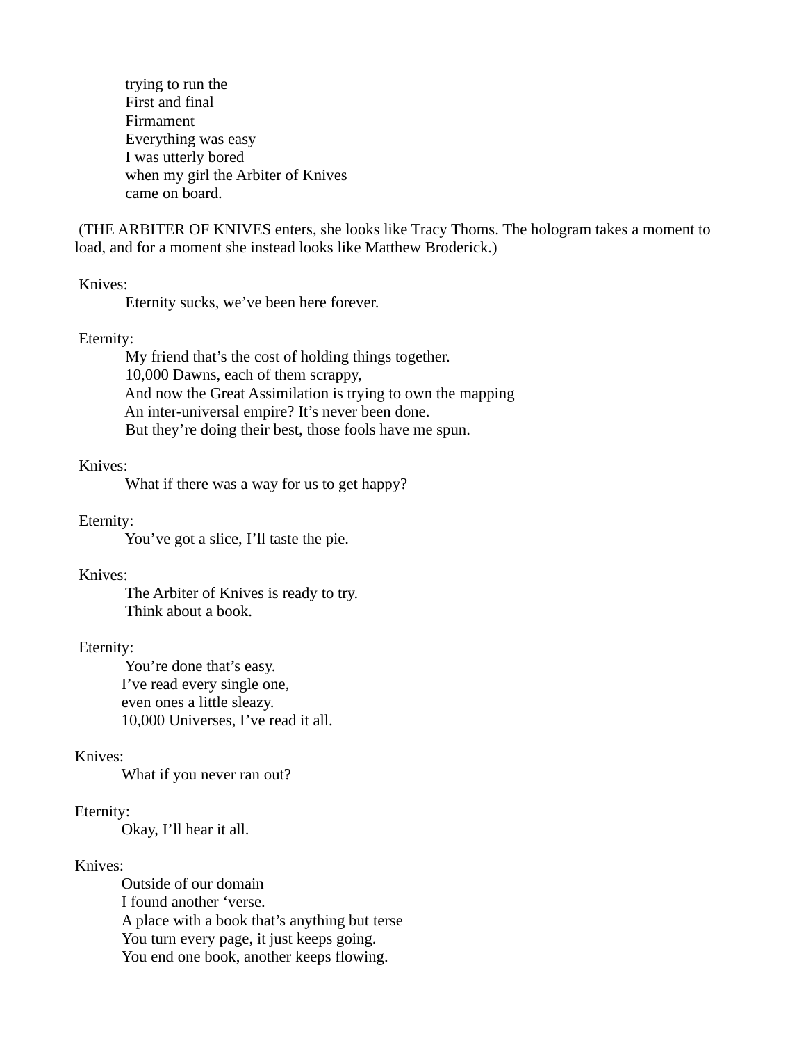trying to run the
First and final
Firmament
Everything was easy
I was utterly bored
when my girl the Arbiter of Knives
came on board.

(THE ARBITER OF KNIVES enters, she looks like Tracy Thoms. The hologram takes a moment to load, and for a moment she instead looks like Matthew Broderick.)

Knives:

Eternity sucks, we've been here forever.

Eternity:

My friend that's the cost of holding things together.
10,000 Dawns, each of them scrappy,
And now the Great Assimilation is trying to own the mapping
An inter-universal empire? It's never been done.
But they're doing their best, those fools have me spun.

Knives:

What if there was a way for us to get happy?

Eternity:

You've got a slice, I'll taste the pie.

Knives:

The Arbiter of Knives is ready to try.
Think about a book.

Eternity:

You're done that's easy.
I've read every single one,
even ones a little sleazy.
10,000 Universes, I've read it all.

Knives:

What if you never ran out?

Eternity:

Okay, I'll hear it all.

Knives:

Outside of our domain
I found another 'verse.
A place with a book that's anything but terse
You turn every page, it just keeps going.
You end one book, another keeps flowing.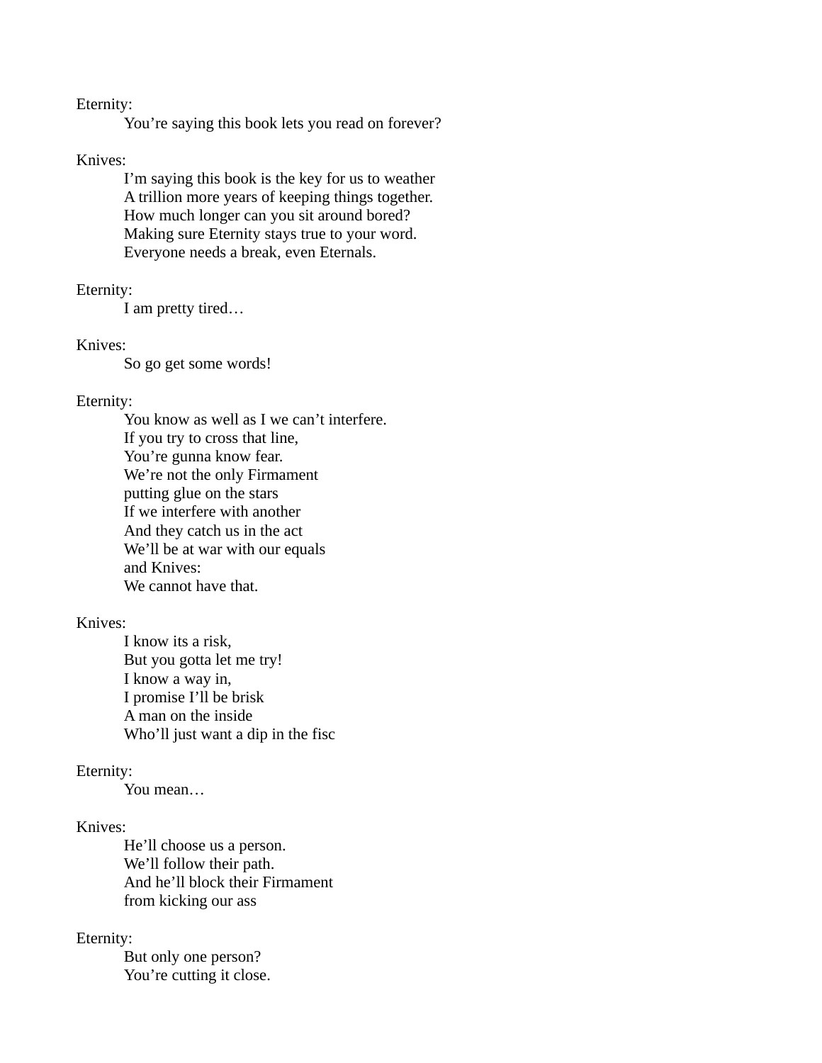Eternity:

> You're saying this book lets you read on forever?

Knives:

> I'm saying this book is the key for us to weather
> A trillion more years of keeping things together.
> How much longer can you sit around bored?
> Making sure Eternity stays true to your word.
> Everyone needs a break, even Eternals.

Eternity:

> I am pretty tired…

Knives:

> So go get some words!

Eternity:

> You know as well as I we can't interfere.
> If you try to cross that line,
> You're gunna know fear.
> We're not the only Firmament
> putting glue on the stars
> If we interfere with another
> And they catch us in the act
> We'll be at war with our equals
> and Knives:
> We cannot have that.

Knives:

> I know its a risk,
> But you gotta let me try!
> I know a way in,
> I promise I'll be brisk
> A man on the inside
> Who'll just want a dip in the fisc

Eternity:

> You mean…

Knives:

> He'll choose us a person.
> We'll follow their path.
> And he'll block their Firmament
> from kicking our ass

Eternity:

> But only one person?
> You're cutting it close.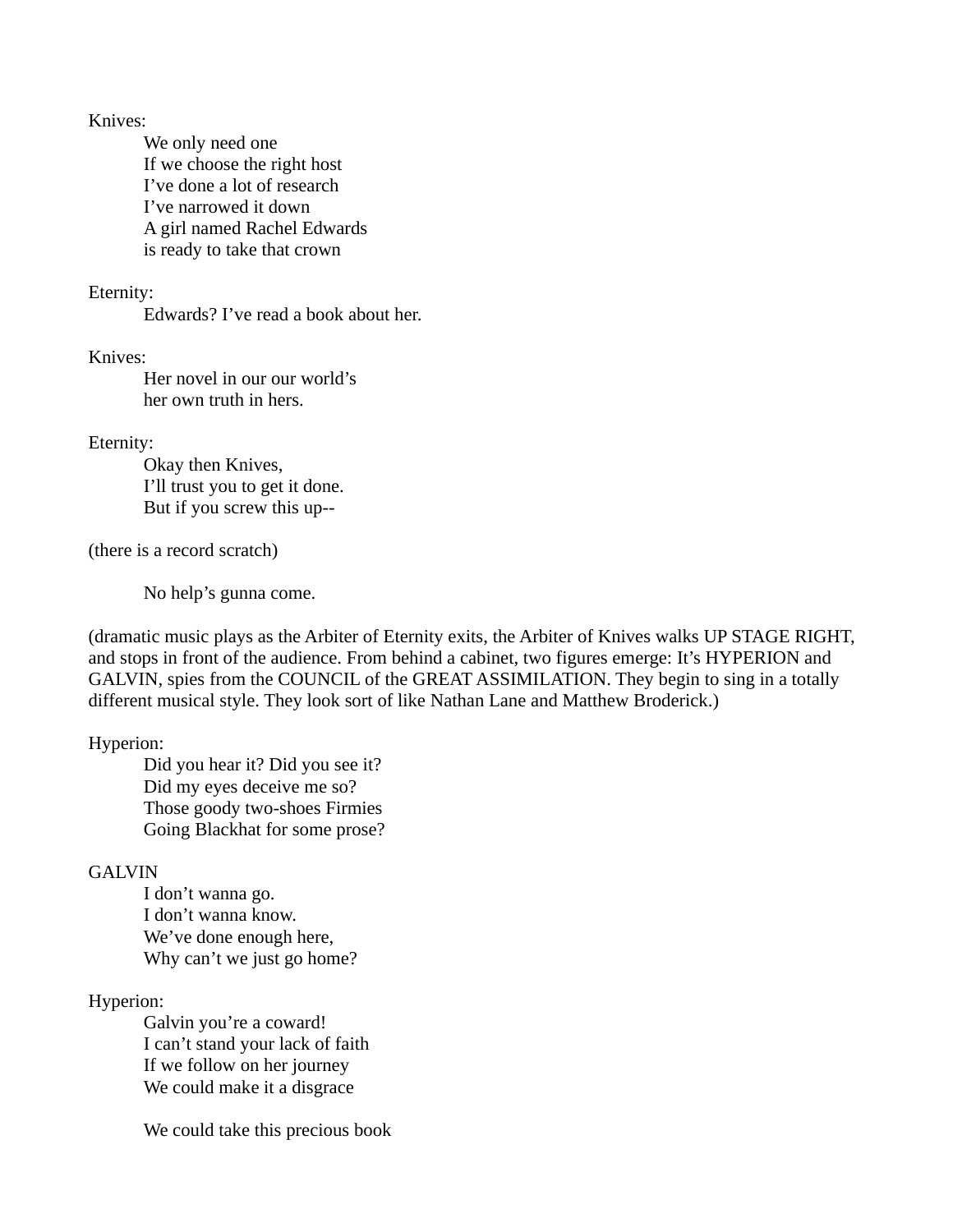Knives:

We only need one
If we choose the right host
I've done a lot of research
I've narrowed it down
A girl named Rachel Edwards
is ready to take that crown

Eternity:

Edwards? I've read a book about her.

Knives:

Her novel in our our world's
her own truth in hers.

Eternity:

Okay then Knives,
I'll trust you to get it done.
But if you screw this up--

(there is a record scratch)

No help's gunna come.

(dramatic music plays as the Arbiter of Eternity exits, the Arbiter of Knives walks UP STAGE RIGHT, and stops in front of the audience. From behind a cabinet, two figures emerge: It's HYPERION and GALVIN, spies from the COUNCIL of the GREAT ASSIMILATION. They begin to sing in a totally different musical style. They look sort of like Nathan Lane and Matthew Broderick.)

Hyperion:

Did you hear it? Did you see it?
Did my eyes deceive me so?
Those goody two-shoes Firmies
Going Blackhat for some prose?

GALVIN

I don't wanna go.
I don't wanna know.
We've done enough here,
Why can't we just go home?

Hyperion:

Galvin you're a coward!
I can't stand your lack of faith
If we follow on her journey
We could make it a disgrace

We could take this precious book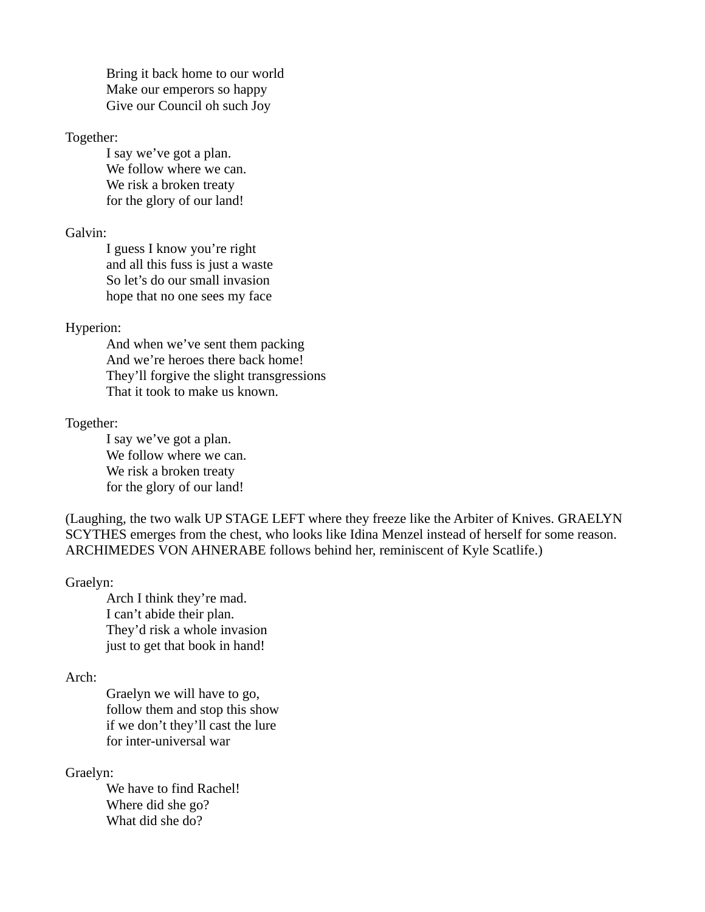Bring it back home to our world
Make our emperors so happy
Give our Council oh such Joy

Together:

I say we've got a plan.
We follow where we can.
We risk a broken treaty
for the glory of our land!

Galvin:

I guess I know you're right
and all this fuss is just a waste
So let's do our small invasion
hope that no one sees my face

Hyperion:

And when we've sent them packing
And we're heroes there back home!
They'll forgive the slight transgressions
That it took to make us known.

Together:

I say we've got a plan.
We follow where we can.
We risk a broken treaty
for the glory of our land!

(Laughing, the two walk UP STAGE LEFT where they freeze like the Arbiter of Knives. GRAELYN SCYTHES emerges from the chest, who looks like Idina Menzel instead of herself for some reason. ARCHIMEDES VON AHNERABE follows behind her, reminiscent of Kyle Scatlife.)

Graelyn:

Arch I think they're mad.
I can't abide their plan.
They'd risk a whole invasion
just to get that book in hand!

Arch:

Graelyn we will have to go,
follow them and stop this show
if we don't they'll cast the lure
for inter-universal war

Graelyn:

We have to find Rachel!
Where did she go?
What did she do?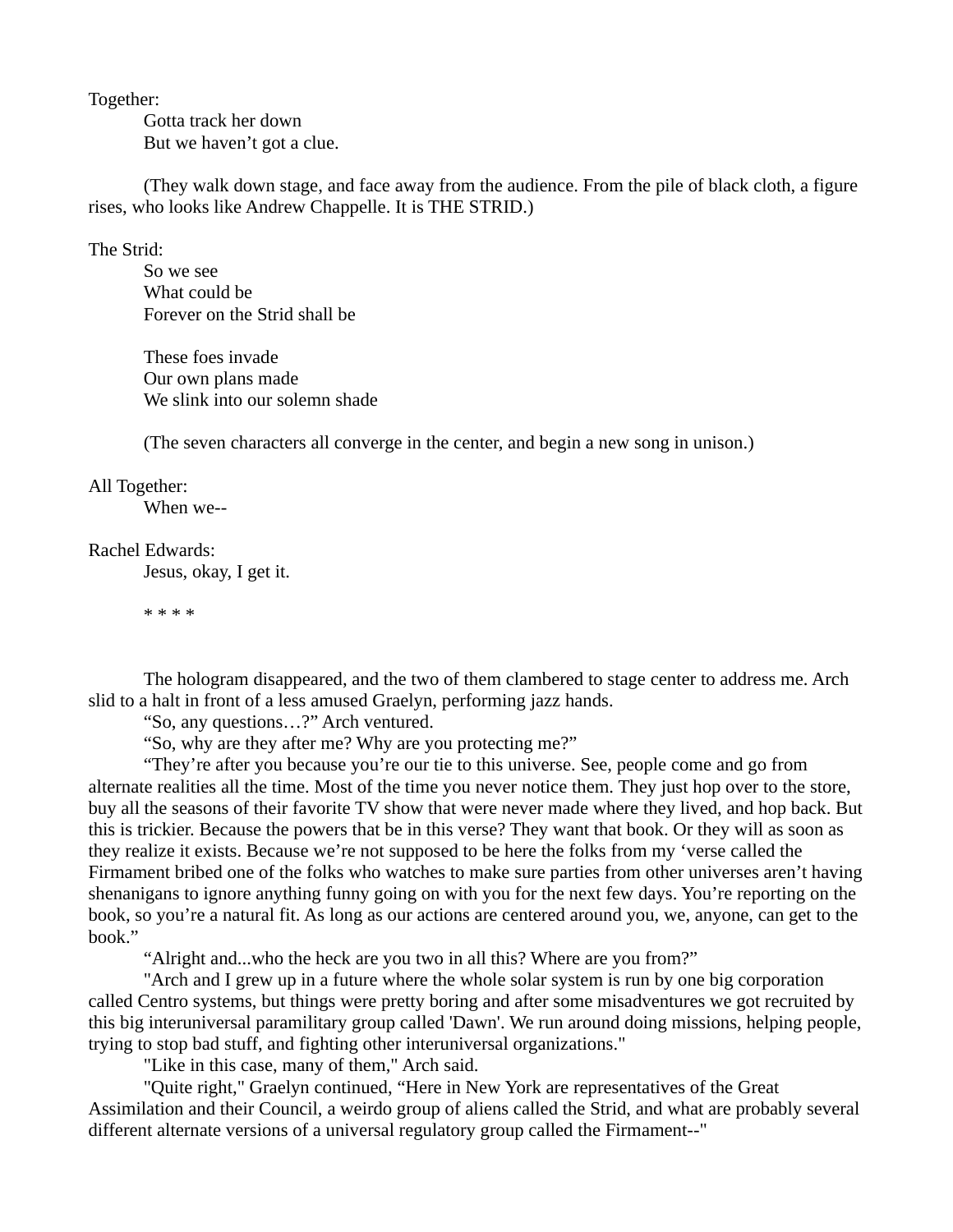Together:

Gotta track her down
But we haven't got a clue.

(They walk down stage, and face away from the audience. From the pile of black cloth, a figure rises, who looks like Andrew Chappelle. It is THE STRID.)

The Strid:

So we see
What could be
Forever on the Strid shall be

These foes invade
Our own plans made
We slink into our solemn shade

(The seven characters all converge in the center, and begin a new song in unison.)

All Together:

When we--

Rachel Edwards:

Jesus, okay, I get it.

* * * *

The hologram disappeared, and the two of them clambered to stage center to address me. Arch slid to a halt in front of a less amused Graelyn, performing jazz hands.

"So, any questions…?" Arch ventured.

"So, why are they after me? Why are you protecting me?"

"They're after you because you're our tie to this universe. See, people come and go from alternate realities all the time. Most of the time you never notice them. They just hop over to the store, buy all the seasons of their favorite TV show that were never made where they lived, and hop back. But this is trickier. Because the powers that be in this verse? They want that book. Or they will as soon as they realize it exists. Because we're not supposed to be here the folks from my 'verse called the Firmament bribed one of the folks who watches to make sure parties from other universes aren't having shenanigans to ignore anything funny going on with you for the next few days. You're reporting on the book, so you're a natural fit. As long as our actions are centered around you, we, anyone, can get to the book."

"Alright and...who the heck are you two in all this? Where are you from?"

"Arch and I grew up in a future where the whole solar system is run by one big corporation called Centro systems, but things were pretty boring and after some misadventures we got recruited by this big interuniversal paramilitary group called 'Dawn'. We run around doing missions, helping people, trying to stop bad stuff, and fighting other interuniversal organizations."

"Like in this case, many of them," Arch said.

"Quite right," Graelyn continued, "Here in New York are representatives of the Great Assimilation and their Council, a weirdo group of aliens called the Strid, and what are probably several different alternate versions of a universal regulatory group called the Firmament--"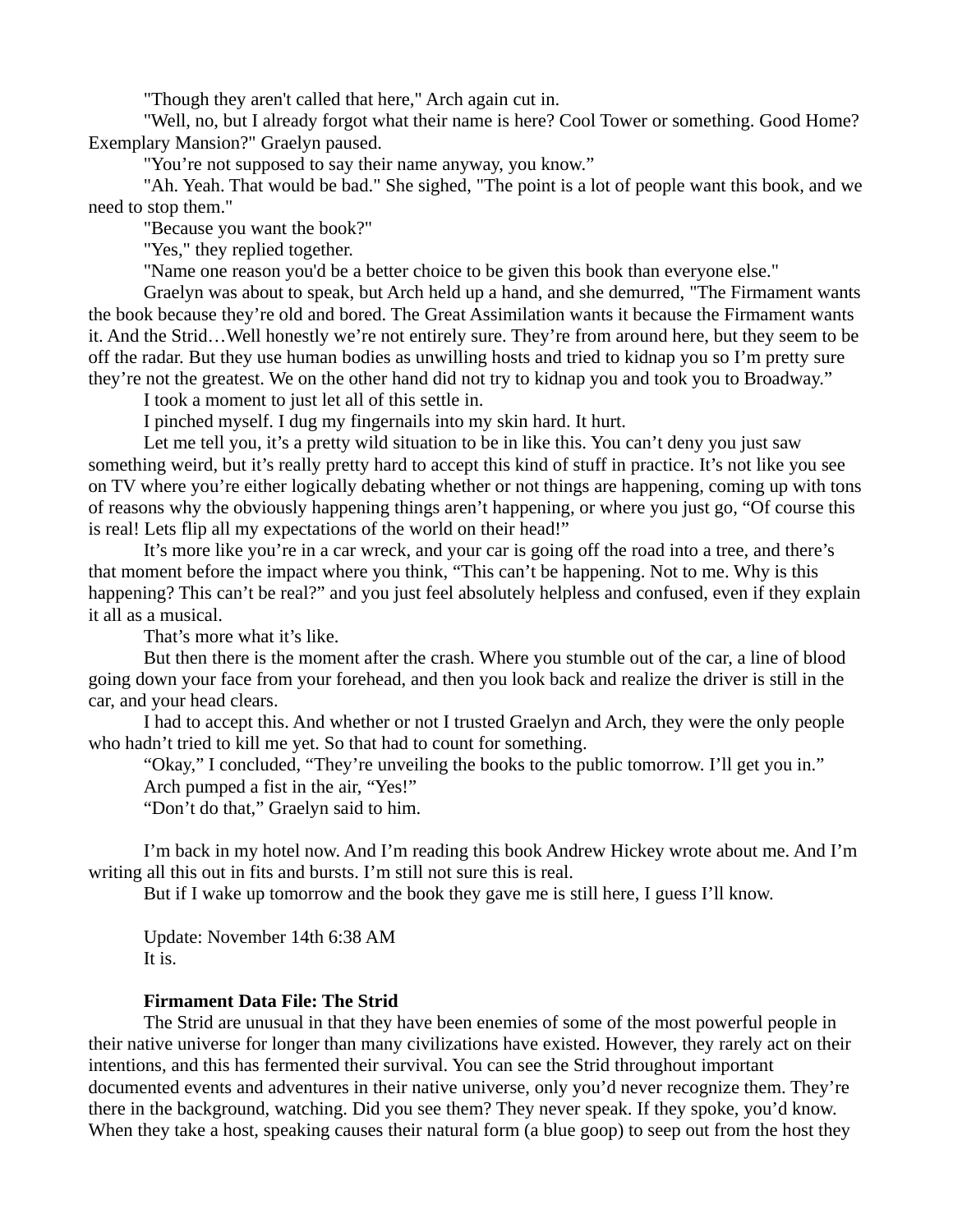"Though they aren't called that here," Arch again cut in.

"Well, no, but I already forgot what their name is here? Cool Tower or something. Good Home? Exemplary Mansion?" Graelyn paused.

"You're not supposed to say their name anyway, you know."

"Ah. Yeah. That would be bad." She sighed, "The point is a lot of people want this book, and we need to stop them."

"Because you want the book?"

"Yes," they replied together.

"Name one reason you'd be a better choice to be given this book than everyone else."

Graelyn was about to speak, but Arch held up a hand, and she demurred, "The Firmament wants the book because they're old and bored. The Great Assimilation wants it because the Firmament wants it. And the Strid…Well honestly we're not entirely sure. They're from around here, but they seem to be off the radar. But they use human bodies as unwilling hosts and tried to kidnap you so I'm pretty sure they're not the greatest. We on the other hand did not try to kidnap you and took you to Broadway."

I took a moment to just let all of this settle in.

I pinched myself. I dug my fingernails into my skin hard. It hurt.

Let me tell you, it's a pretty wild situation to be in like this. You can't deny you just saw something weird, but it's really pretty hard to accept this kind of stuff in practice. It's not like you see on TV where you're either logically debating whether or not things are happening, coming up with tons of reasons why the obviously happening things aren't happening, or where you just go, "Of course this is real! Lets flip all my expectations of the world on their head!"

It's more like you're in a car wreck, and your car is going off the road into a tree, and there's that moment before the impact where you think, "This can't be happening. Not to me. Why is this happening? This can't be real?" and you just feel absolutely helpless and confused, even if they explain it all as a musical.

That's more what it's like.

But then there is the moment after the crash. Where you stumble out of the car, a line of blood going down your face from your forehead, and then you look back and realize the driver is still in the car, and your head clears.

I had to accept this. And whether or not I trusted Graelyn and Arch, they were the only people who hadn't tried to kill me yet. So that had to count for something.

"Okay," I concluded, "They're unveiling the books to the public tomorrow. I'll get you in."

Arch pumped a fist in the air, "Yes!"

"Don't do that," Graelyn said to him.

I'm back in my hotel now. And I'm reading this book Andrew Hickey wrote about me. And I'm writing all this out in fits and bursts. I'm still not sure this is real.

But if I wake up tomorrow and the book they gave me is still here, I guess I'll know.

Update: November 14th 6:38 AM
It is.

**Firmament Data File: The Strid**

The Strid are unusual in that they have been enemies of some of the most powerful people in their native universe for longer than many civilizations have existed. However, they rarely act on their intentions, and this has fermented their survival. You can see the Strid throughout important documented events and adventures in their native universe, only you'd never recognize them. They're there in the background, watching. Did you see them? They never speak. If they spoke, you'd know. When they take a host, speaking causes their natural form (a blue goop) to seep out from the host they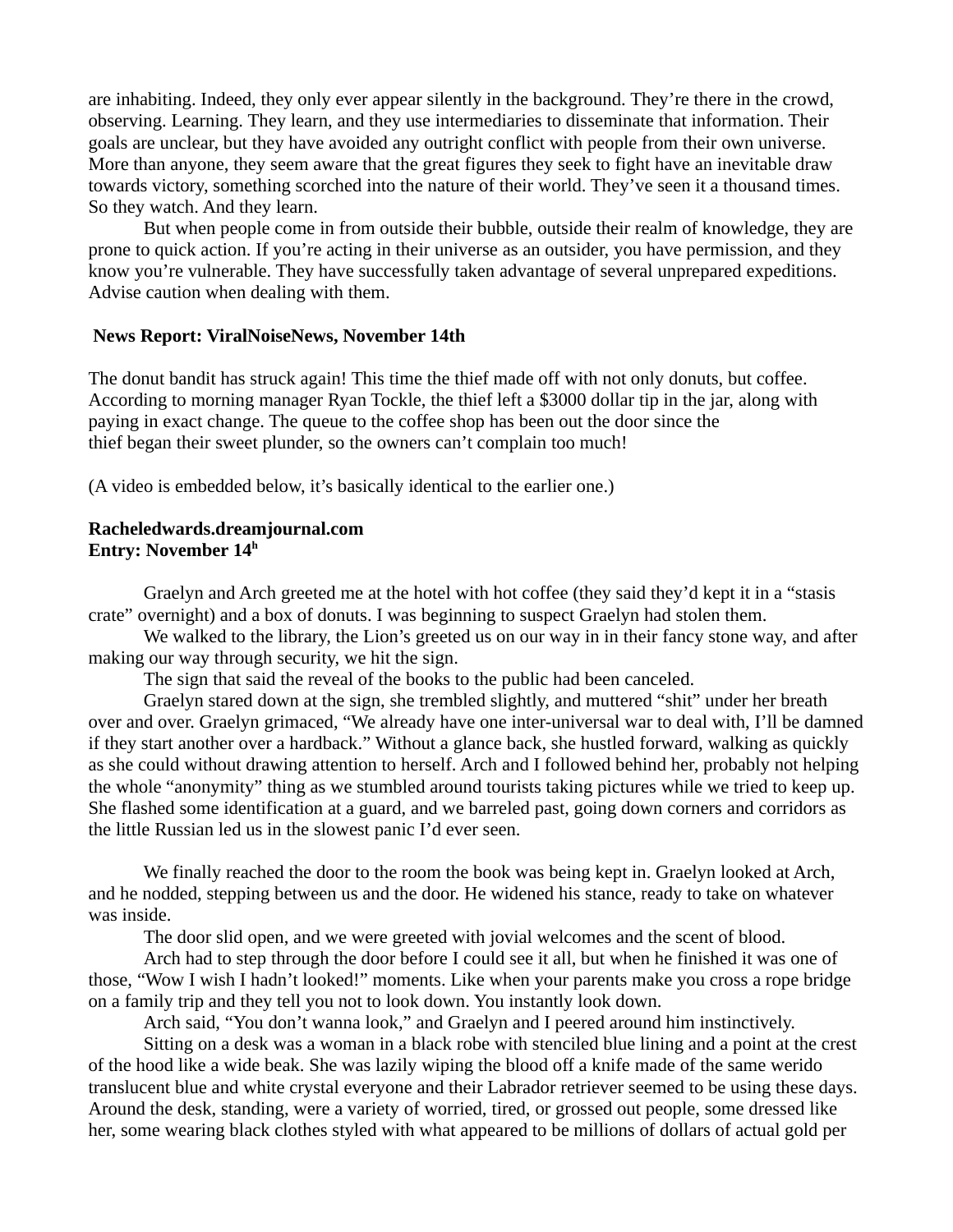are inhabiting. Indeed, they only ever appear silently in the background. They're there in the crowd, observing. Learning. They learn, and they use intermediaries to disseminate that information. Their goals are unclear, but they have avoided any outright conflict with people from their own universe. More than anyone, they seem aware that the great figures they seek to fight have an inevitable draw towards victory, something scorched into the nature of their world. They've seen it a thousand times. So they watch. And they learn.

But when people come in from outside their bubble, outside their realm of knowledge, they are prone to quick action. If you're acting in their universe as an outsider, you have permission, and they know you're vulnerable. They have successfully taken advantage of several unprepared expeditions. Advise caution when dealing with them.

**News Report: ViralNoiseNews, November 14th**

The donut bandit has struck again! This time the thief made off with not only donuts, but coffee. According to morning manager Ryan Tockle, the thief left a $3000 dollar tip in the jar, along with paying in exact change. The queue to the coffee shop has been out the door since the thief began their sweet plunder, so the owners can't complain too much!

(A video is embedded below, it's basically identical to the earlier one.)

**Racheledwards.dreamjournal.com**
**Entry: November 14h**

Graelyn and Arch greeted me at the hotel with hot coffee (they said they'd kept it in a "stasis crate" overnight) and a box of donuts. I was beginning to suspect Graelyn had stolen them.

We walked to the library, the Lion's greeted us on our way in in their fancy stone way, and after making our way through security, we hit the sign.

The sign that said the reveal of the books to the public had been canceled.

Graelyn stared down at the sign, she trembled slightly, and muttered "shit" under her breath over and over. Graelyn grimaced, "We already have one inter-universal war to deal with, I'll be damned if they start another over a hardback." Without a glance back, she hustled forward, walking as quickly as she could without drawing attention to herself. Arch and I followed behind her, probably not helping the whole "anonymity" thing as we stumbled around tourists taking pictures while we tried to keep up. She flashed some identification at a guard, and we barreled past, going down corners and corridors as the little Russian led us in the slowest panic I'd ever seen.

We finally reached the door to the room the book was being kept in. Graelyn looked at Arch, and he nodded, stepping between us and the door. He widened his stance, ready to take on whatever was inside.

The door slid open, and we were greeted with jovial welcomes and the scent of blood.

Arch had to step through the door before I could see it all, but when he finished it was one of those, "Wow I wish I hadn't looked!" moments. Like when your parents make you cross a rope bridge on a family trip and they tell you not to look down. You instantly look down.

Arch said, "You don't wanna look," and Graelyn and I peered around him instinctively.

Sitting on a desk was a woman in a black robe with stenciled blue lining and a point at the crest of the hood like a wide beak. She was lazily wiping the blood off a knife made of the same werido translucent blue and white crystal everyone and their Labrador retriever seemed to be using these days. Around the desk, standing, were a variety of worried, tired, or grossed out people, some dressed like her, some wearing black clothes styled with what appeared to be millions of dollars of actual gold per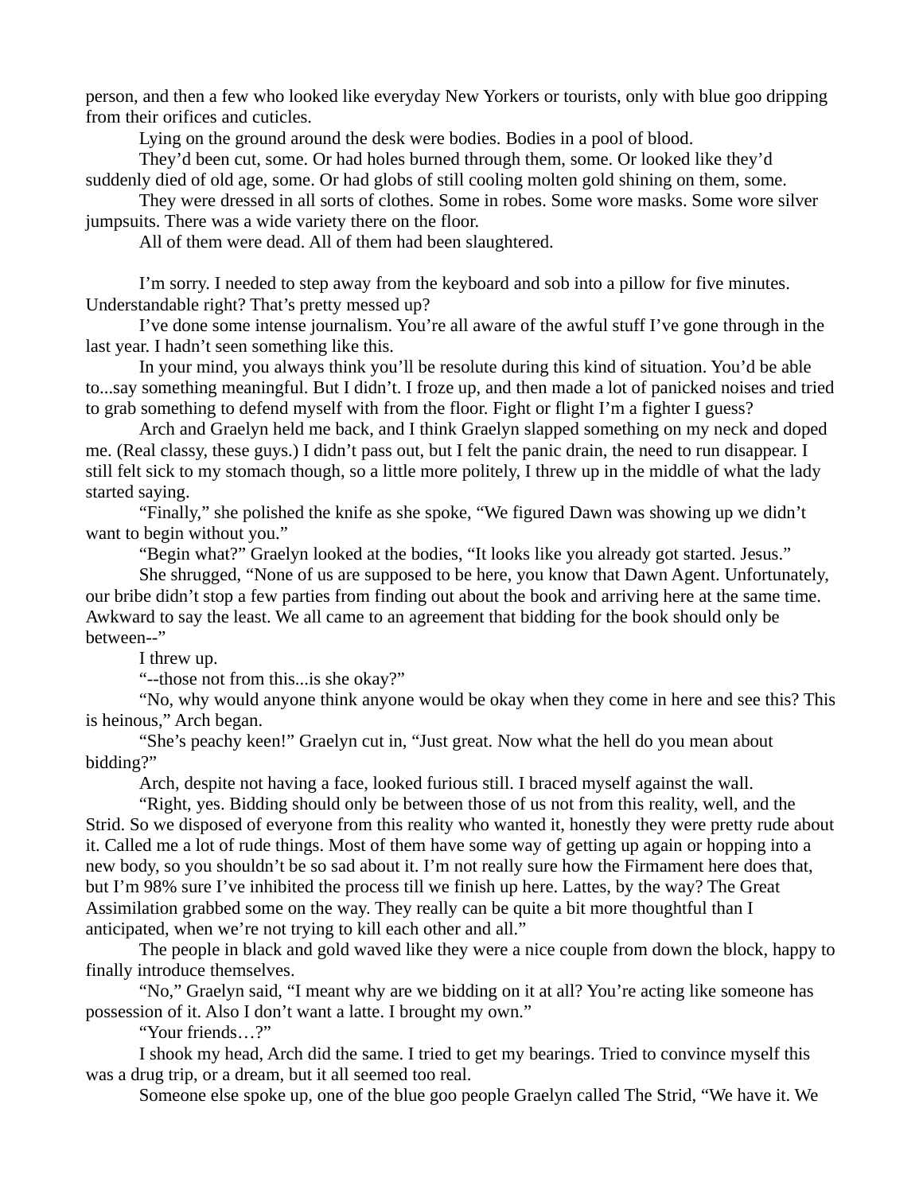person, and then a few who looked like everyday New Yorkers or tourists, only with blue goo dripping from their orifices and cuticles.

Lying on the ground around the desk were bodies. Bodies in a pool of blood.

They'd been cut, some. Or had holes burned through them, some. Or looked like they'd suddenly died of old age, some. Or had globs of still cooling molten gold shining on them, some.

They were dressed in all sorts of clothes. Some in robes. Some wore masks. Some wore silver jumpsuits. There was a wide variety there on the floor.

All of them were dead. All of them had been slaughtered.

I'm sorry. I needed to step away from the keyboard and sob into a pillow for five minutes. Understandable right? That's pretty messed up?

I've done some intense journalism. You're all aware of the awful stuff I've gone through in the last year. I hadn't seen something like this.

In your mind, you always think you'll be resolute during this kind of situation. You'd be able to...say something meaningful. But I didn't. I froze up, and then made a lot of panicked noises and tried to grab something to defend myself with from the floor. Fight or flight I'm a fighter I guess?

Arch and Graelyn held me back, and I think Graelyn slapped something on my neck and doped me. (Real classy, these guys.) I didn't pass out, but I felt the panic drain, the need to run disappear. I still felt sick to my stomach though, so a little more politely, I threw up in the middle of what the lady started saying.

"Finally," she polished the knife as she spoke, "We figured Dawn was showing up we didn't want to begin without you."

"Begin what?" Graelyn looked at the bodies, "It looks like you already got started. Jesus."

She shrugged, "None of us are supposed to be here, you know that Dawn Agent. Unfortunately, our bribe didn't stop a few parties from finding out about the book and arriving here at the same time. Awkward to say the least. We all came to an agreement that bidding for the book should only be between--"

I threw up.

"--those not from this...is she okay?"

"No, why would anyone think anyone would be okay when they come in here and see this? This is heinous," Arch began.

"She's peachy keen!" Graelyn cut in, "Just great. Now what the hell do you mean about bidding?"

Arch, despite not having a face, looked furious still. I braced myself against the wall.

"Right, yes. Bidding should only be between those of us not from this reality, well, and the Strid. So we disposed of everyone from this reality who wanted it, honestly they were pretty rude about it. Called me a lot of rude things. Most of them have some way of getting up again or hopping into a new body, so you shouldn't be so sad about it. I'm not really sure how the Firmament here does that, but I'm 98% sure I've inhibited the process till we finish up here. Lattes, by the way? The Great Assimilation grabbed some on the way. They really can be quite a bit more thoughtful than I anticipated, when we're not trying to kill each other and all."

The people in black and gold waved like they were a nice couple from down the block, happy to finally introduce themselves.

"No," Graelyn said, "I meant why are we bidding on it at all? You're acting like someone has possession of it. Also I don't want a latte. I brought my own."

"Your friends…?"

I shook my head, Arch did the same. I tried to get my bearings. Tried to convince myself this was a drug trip, or a dream, but it all seemed too real.

Someone else spoke up, one of the blue goo people Graelyn called The Strid, "We have it. We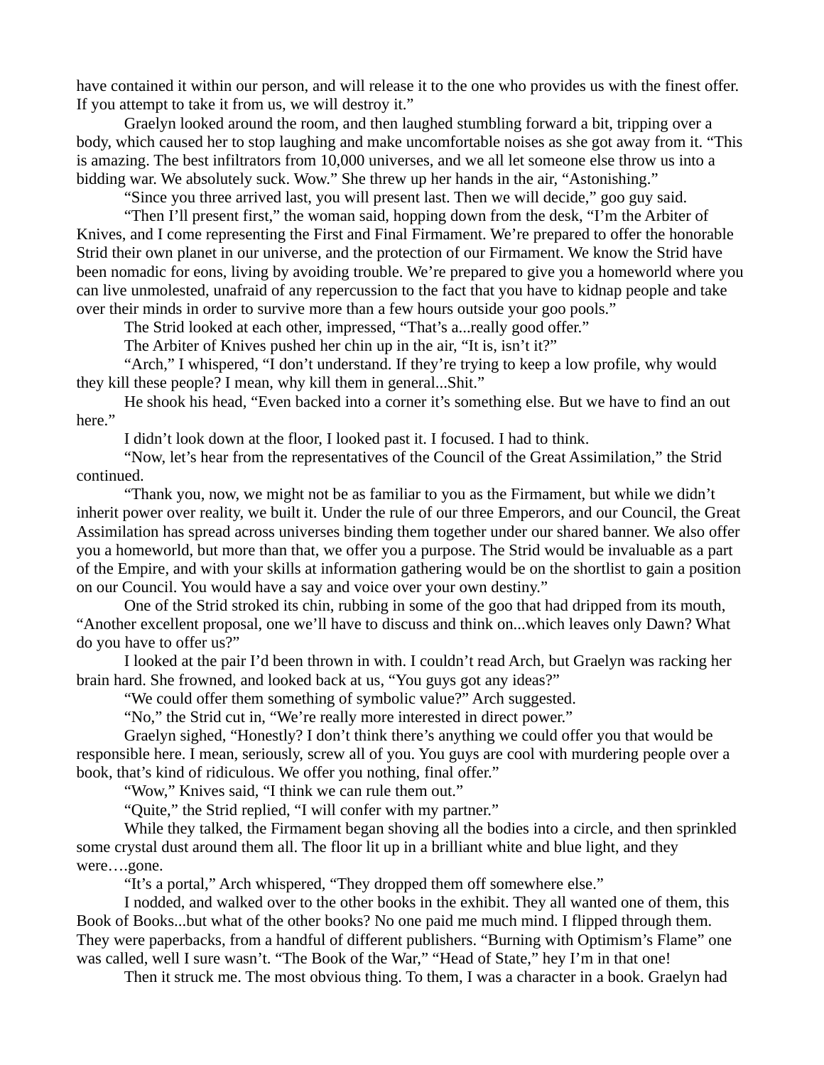have contained it within our person, and will release it to the one who provides us with the finest offer. If you attempt to take it from us, we will destroy it."

Graelyn looked around the room, and then laughed stumbling forward a bit, tripping over a body, which caused her to stop laughing and make uncomfortable noises as she got away from it. "This is amazing. The best infiltrators from 10,000 universes, and we all let someone else throw us into a bidding war. We absolutely suck. Wow." She threw up her hands in the air, "Astonishing."

"Since you three arrived last, you will present last. Then we will decide," goo guy said.

"Then I'll present first," the woman said, hopping down from the desk, "I'm the Arbiter of Knives, and I come representing the First and Final Firmament. We're prepared to offer the honorable Strid their own planet in our universe, and the protection of our Firmament. We know the Strid have been nomadic for eons, living by avoiding trouble. We're prepared to give you a homeworld where you can live unmolested, unafraid of any repercussion to the fact that you have to kidnap people and take over their minds in order to survive more than a few hours outside your goo pools."

The Strid looked at each other, impressed, "That's a...really good offer."

The Arbiter of Knives pushed her chin up in the air, "It is, isn't it?"

"Arch," I whispered, "I don't understand. If they're trying to keep a low profile, why would they kill these people? I mean, why kill them in general...Shit."

He shook his head, "Even backed into a corner it's something else. But we have to find an out here."

I didn't look down at the floor, I looked past it. I focused. I had to think.

"Now, let's hear from the representatives of the Council of the Great Assimilation," the Strid continued.

"Thank you, now, we might not be as familiar to you as the Firmament, but while we didn't inherit power over reality, we built it. Under the rule of our three Emperors, and our Council, the Great Assimilation has spread across universes binding them together under our shared banner. We also offer you a homeworld, but more than that, we offer you a purpose. The Strid would be invaluable as a part of the Empire, and with your skills at information gathering would be on the shortlist to gain a position on our Council. You would have a say and voice over your own destiny."

One of the Strid stroked its chin, rubbing in some of the goo that had dripped from its mouth, "Another excellent proposal, one we'll have to discuss and think on...which leaves only Dawn? What do you have to offer us?"

I looked at the pair I'd been thrown in with. I couldn't read Arch, but Graelyn was racking her brain hard. She frowned, and looked back at us, "You guys got any ideas?"

"We could offer them something of symbolic value?" Arch suggested.

"No," the Strid cut in, "We're really more interested in direct power."

Graelyn sighed, "Honestly? I don't think there's anything we could offer you that would be responsible here. I mean, seriously, screw all of you. You guys are cool with murdering people over a book, that's kind of ridiculous. We offer you nothing, final offer."

"Wow," Knives said, "I think we can rule them out."

"Quite," the Strid replied, "I will confer with my partner."

While they talked, the Firmament began shoving all the bodies into a circle, and then sprinkled some crystal dust around them all. The floor lit up in a brilliant white and blue light, and they were….gone.

"It's a portal," Arch whispered, "They dropped them off somewhere else."

I nodded, and walked over to the other books in the exhibit. They all wanted one of them, this Book of Books...but what of the other books? No one paid me much mind. I flipped through them. They were paperbacks, from a handful of different publishers. "Burning with Optimism's Flame" one was called, well I sure wasn't. "The Book of the War," "Head of State," hey I'm in that one!

Then it struck me. The most obvious thing. To them, I was a character in a book. Graelyn had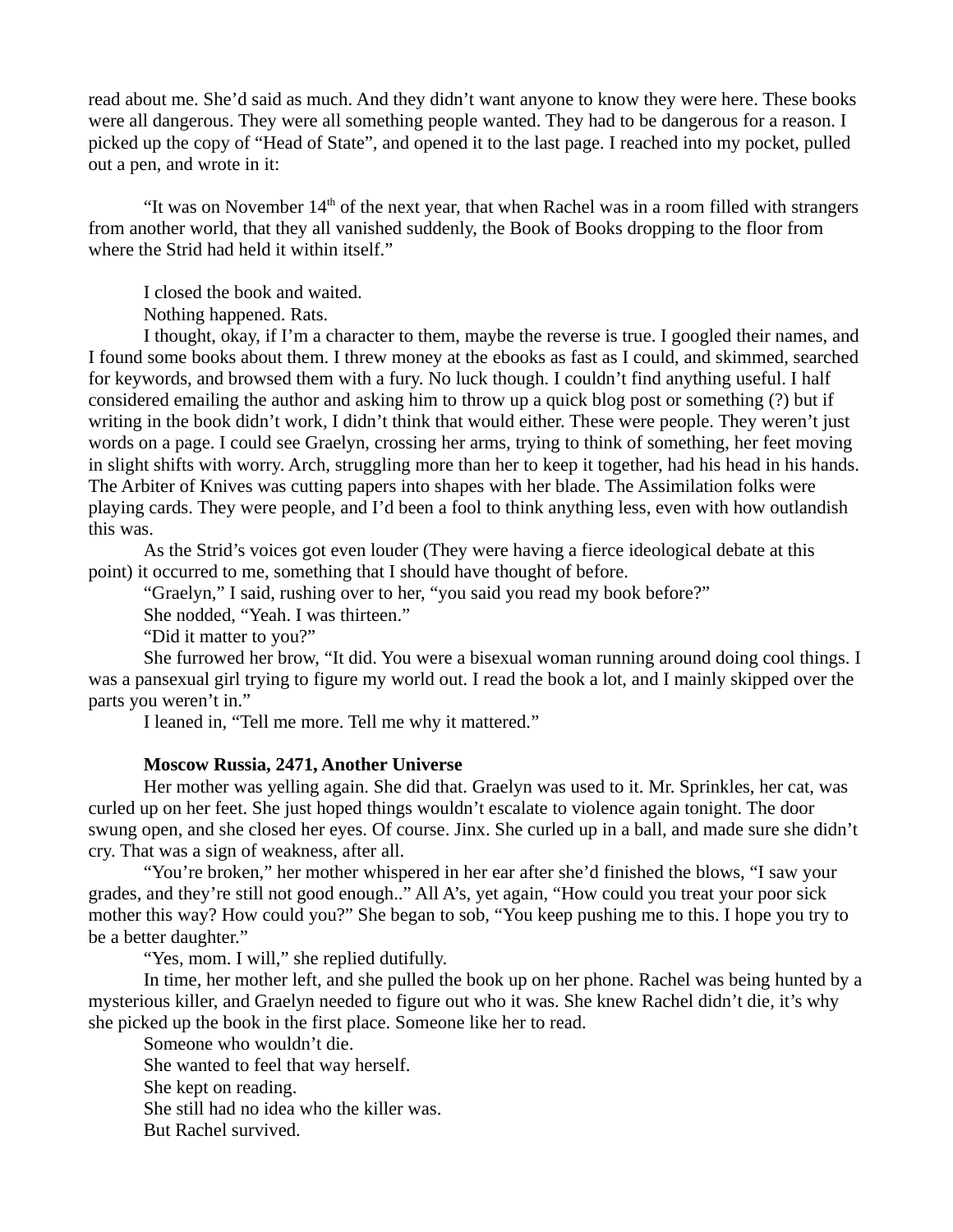read about me. She'd said as much. And they didn't want anyone to know they were here. These books were all dangerous. They were all something people wanted. They had to be dangerous for a reason. I picked up the copy of "Head of State", and opened it to the last page. I reached into my pocket, pulled out a pen, and wrote in it:

"It was on November 14th of the next year, that when Rachel was in a room filled with strangers from another world, that they all vanished suddenly, the Book of Books dropping to the floor from where the Strid had held it within itself."

I closed the book and waited.

Nothing happened. Rats.

I thought, okay, if I'm a character to them, maybe the reverse is true. I googled their names, and I found some books about them. I threw money at the ebooks as fast as I could, and skimmed, searched for keywords, and browsed them with a fury. No luck though. I couldn't find anything useful. I half considered emailing the author and asking him to throw up a quick blog post or something (?) but if writing in the book didn't work, I didn't think that would either. These were people. They weren't just words on a page. I could see Graelyn, crossing her arms, trying to think of something, her feet moving in slight shifts with worry. Arch, struggling more than her to keep it together, had his head in his hands. The Arbiter of Knives was cutting papers into shapes with her blade. The Assimilation folks were playing cards. They were people, and I'd been a fool to think anything less, even with how outlandish this was.

As the Strid's voices got even louder (They were having a fierce ideological debate at this point) it occurred to me, something that I should have thought of before.

"Graelyn," I said, rushing over to her, "you said you read my book before?"

She nodded, "Yeah. I was thirteen."

"Did it matter to you?"

She furrowed her brow, "It did. You were a bisexual woman running around doing cool things. I was a pansexual girl trying to figure my world out. I read the book a lot, and I mainly skipped over the parts you weren't in."

I leaned in, "Tell me more. Tell me why it mattered."

**Moscow Russia, 2471, Another Universe**

Her mother was yelling again. She did that. Graelyn was used to it. Mr. Sprinkles, her cat, was curled up on her feet. She just hoped things wouldn't escalate to violence again tonight. The door swung open, and she closed her eyes. Of course. Jinx. She curled up in a ball, and made sure she didn't cry. That was a sign of weakness, after all.

"You're broken," her mother whispered in her ear after she'd finished the blows, "I saw your grades, and they're still not good enough.." All A's, yet again, "How could you treat your poor sick mother this way? How could you?" She began to sob, "You keep pushing me to this. I hope you try to be a better daughter."

"Yes, mom. I will," she replied dutifully.

In time, her mother left, and she pulled the book up on her phone. Rachel was being hunted by a mysterious killer, and Graelyn needed to figure out who it was. She knew Rachel didn't die, it's why she picked up the book in the first place. Someone like her to read.

Someone who wouldn't die.

She wanted to feel that way herself.

She kept on reading.

She still had no idea who the killer was.

But Rachel survived.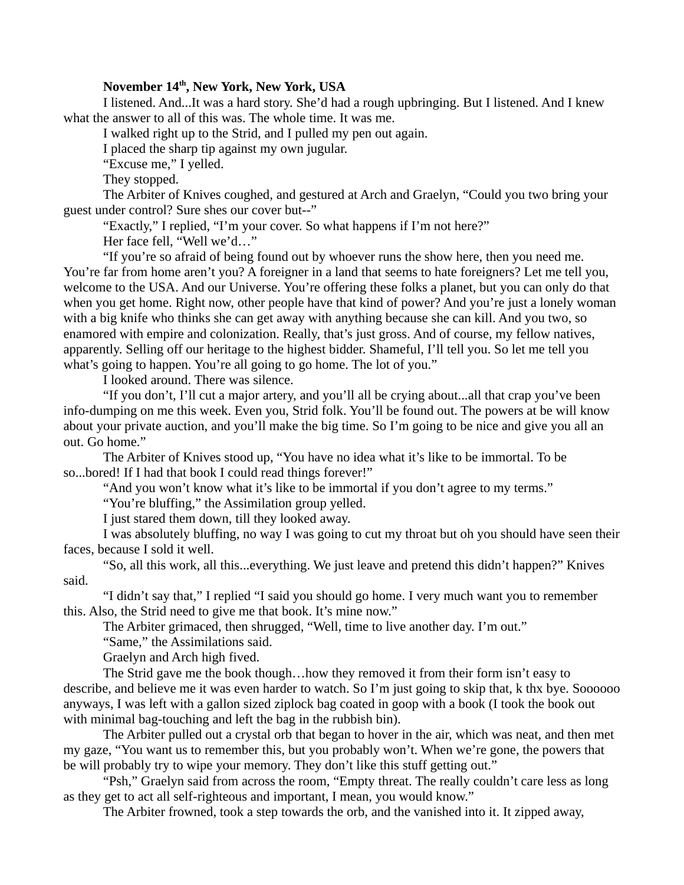**November 14th, New York, New York, USA**

I listened. And...It was a hard story. She'd had a rough upbringing. But I listened. And I knew what the answer to all of this was. The whole time. It was me.

I walked right up to the Strid, and I pulled my pen out again.

I placed the sharp tip against my own jugular.

"Excuse me," I yelled.

They stopped.

The Arbiter of Knives coughed, and gestured at Arch and Graelyn, "Could you two bring your guest under control? Sure shes our cover but--"

"Exactly," I replied, "I'm your cover. So what happens if I'm not here?"

Her face fell, "Well we'd…"

"If you're so afraid of being found out by whoever runs the show here, then you need me. You're far from home aren't you? A foreigner in a land that seems to hate foreigners? Let me tell you, welcome to the USA. And our Universe. You're offering these folks a planet, but you can only do that when you get home. Right now, other people have that kind of power? And you're just a lonely woman with a big knife who thinks she can get away with anything because she can kill. And you two, so enamored with empire and colonization. Really, that's just gross. And of course, my fellow natives, apparently. Selling off our heritage to the highest bidder. Shameful, I'll tell you. So let me tell you what's going to happen. You're all going to go home. The lot of you."

I looked around. There was silence.

"If you don't, I'll cut a major artery, and you'll all be crying about...all that crap you've been info-dumping on me this week. Even you, Strid folk. You'll be found out. The powers at be will know about your private auction, and you'll make the big time. So I'm going to be nice and give you all an out. Go home."

The Arbiter of Knives stood up, "You have no idea what it's like to be immortal. To be so...bored! If I had that book I could read things forever!"

"And you won't know what it's like to be immortal if you don't agree to my terms."

"You're bluffing," the Assimilation group yelled.

I just stared them down, till they looked away.

I was absolutely bluffing, no way I was going to cut my throat but oh you should have seen their faces, because I sold it well.

"So, all this work, all this...everything. We just leave and pretend this didn't happen?" Knives said.

"I didn't say that," I replied "I said you should go home. I very much want you to remember this. Also, the Strid need to give me that book. It's mine now."

The Arbiter grimaced, then shrugged, "Well, time to live another day. I'm out."

"Same," the Assimilations said.

Graelyn and Arch high fived.

The Strid gave me the book though…how they removed it from their form isn't easy to describe, and believe me it was even harder to watch. So I'm just going to skip that, k thx bye. Soooooo anyways, I was left with a gallon sized ziplock bag coated in goop with a book (I took the book out with minimal bag-touching and left the bag in the rubbish bin).

The Arbiter pulled out a crystal orb that began to hover in the air, which was neat, and then met my gaze, "You want us to remember this, but you probably won't. When we're gone, the powers that be will probably try to wipe your memory. They don't like this stuff getting out."

"Psh," Graelyn said from across the room, "Empty threat. The really couldn't care less as long as they get to act all self-righteous and important, I mean, you would know."

The Arbiter frowned, took a step towards the orb, and the vanished into it. It zipped away,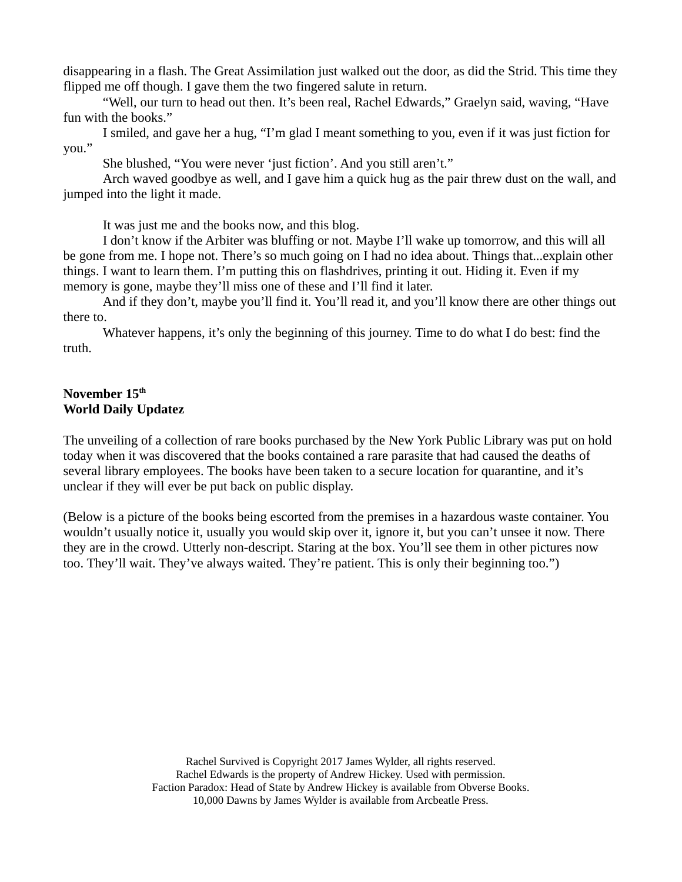disappearing in a flash. The Great Assimilation just walked out the door, as did the Strid. This time they flipped me off though. I gave them the two fingered salute in return.

“Well, our turn to head out then. It’s been real, Rachel Edwards,” Graelyn said, waving, “Have fun with the books.”

I smiled, and gave her a hug, “I’m glad I meant something to you, even if it was just fiction for you.”

She blushed, “You were never ‘just fiction’. And you still aren’t.”

Arch waved goodbye as well, and I gave him a quick hug as the pair threw dust on the wall, and jumped into the light it made.

It was just me and the books now, and this blog.

I don’t know if the Arbiter was bluffing or not. Maybe I’ll wake up tomorrow, and this will all be gone from me. I hope not. There’s so much going on I had no idea about. Things that...explain other things. I want to learn them. I’m putting this on flashdrives, printing it out. Hiding it. Even if my memory is gone, maybe they’ll miss one of these and I’ll find it later.

And if they don’t, maybe you’ll find it. You’ll read it, and you’ll know there are other things out there to.

Whatever happens, it’s only the beginning of this journey. Time to do what I do best: find the truth.

**November 15th**
**World Daily Updatez**

The unveiling of a collection of rare books purchased by the New York Public Library was put on hold today when it was discovered that the books contained a rare parasite that had caused the deaths of several library employees. The books have been taken to a secure location for quarantine, and it’s unclear if they will ever be put back on public display.

(Below is a picture of the books being escorted from the premises in a hazardous waste container. You wouldn’t usually notice it, usually you would skip over it, ignore it, but you can’t unsee it now. There they are in the crowd. Utterly non-descript. Staring at the box. You’ll see them in other pictures now too. They’ll wait. They’ve always waited. They’re patient. This is only their beginning too.”)

Rachel Survived is Copyright 2017 James Wylder, all rights reserved.
Rachel Edwards is the property of Andrew Hickey. Used with permission.
Faction Paradox: Head of State by Andrew Hickey is available from Obverse Books.
10,000 Dawns by James Wylder is available from Arcbeatle Press.